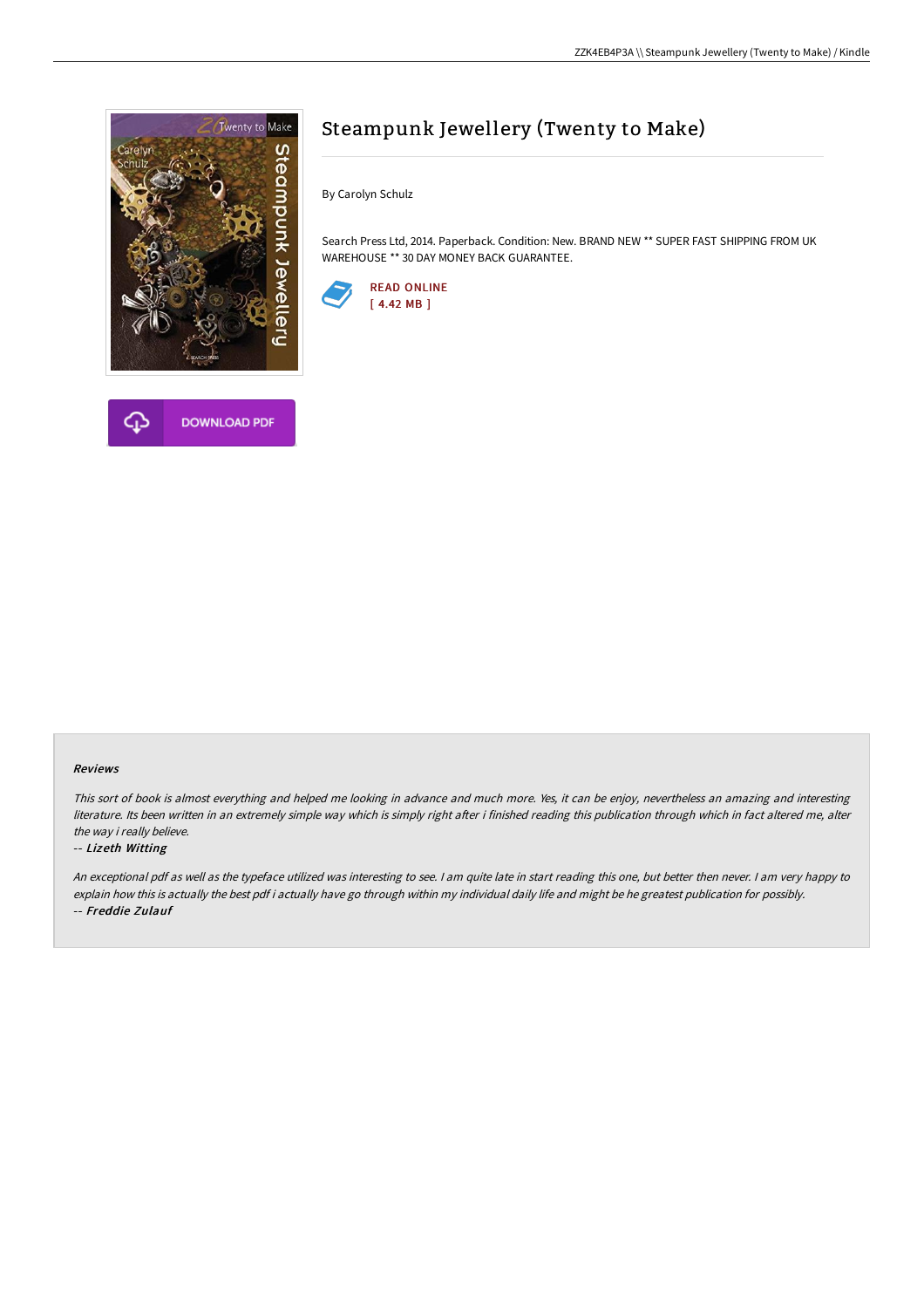# Steampunk Jewellery (Twenty to Make)

By Carolyn Schulz

Search Press Ltd, 2014. Paperback. Condition: New. BRAND NEW ** SUPER FAST SHIPPING FROM UK WAREHOUSE ** 30 DAY MONEY BACK GUARANTEE.

READ ONLINE
[ 4.42 MB ]

DOWNLOAD PDF

## Reviews

*This sort of book is almost everything and helped me looking in advance and much more. Yes, it can be enjoy, nevertheless an amazing and interesting literature. Its been written in an extremely simple way which is simply right after i finished reading this publication through which in fact altered me, alter the way i really believe.*

-- ***Lizeth Witting***

*An exceptional pdf as well as the typeface utilized was interesting to see. I am quite late in start reading this one, but better then never. I am very happy to explain how this is actually the best pdf i actually have go through within my individual daily life and might be he greatest publication for possibly.*

-- ***Freddie Zulauf***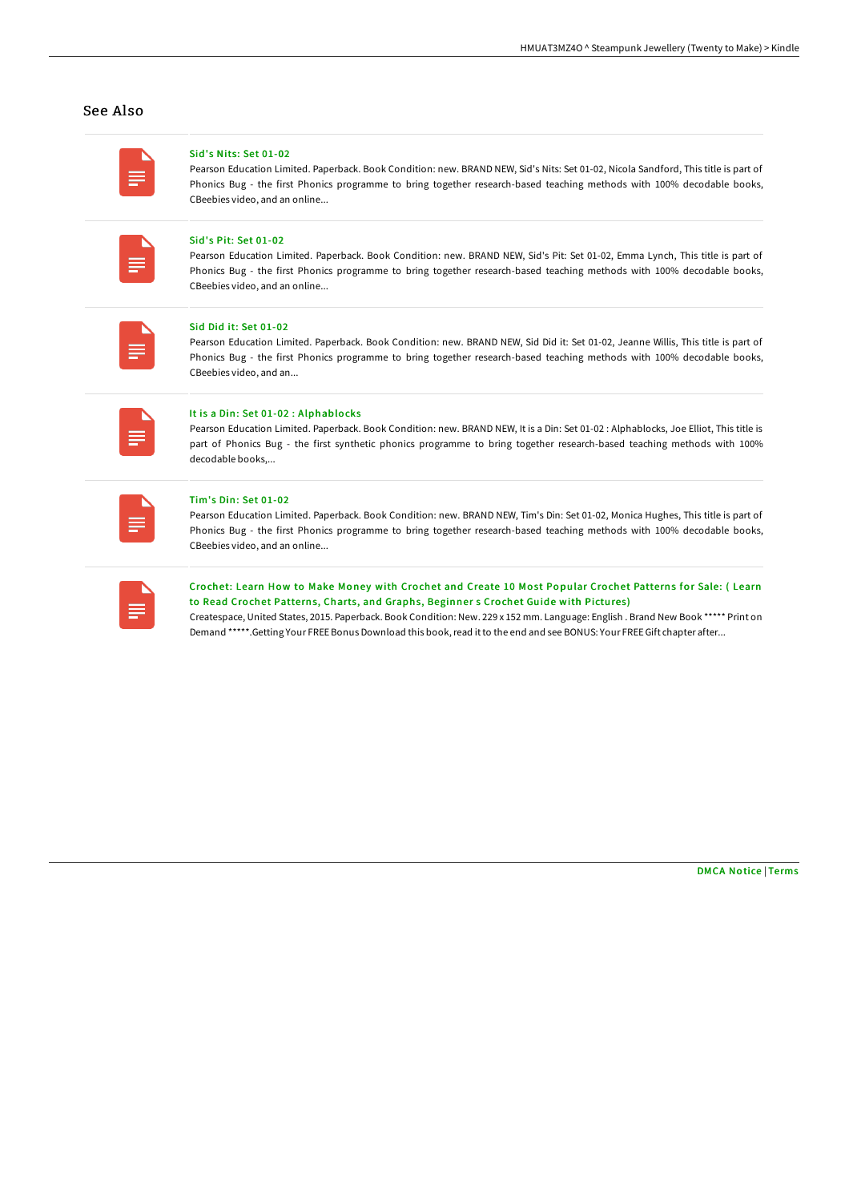## See Also

### Sid's Nits: Set 01-02

Pearson Education Limited. Paperback. Book Condition: new. BRAND NEW, Sid's Nits: Set 01-02, Nicola Sandford, This title is part of Phonics Bug - the first Phonics programme to bring together research-based teaching methods with 100% decodable books, CBeebies video, and an online...

### Sid's Pit: Set 01-02

Pearson Education Limited. Paperback. Book Condition: new. BRAND NEW, Sid's Pit: Set 01-02, Emma Lynch, This title is part of Phonics Bug - the first Phonics programme to bring together research-based teaching methods with 100% decodable books, CBeebies video, and an online...

### Sid Did it: Set 01-02

Pearson Education Limited. Paperback. Book Condition: new. BRAND NEW, Sid Did it: Set 01-02, Jeanne Willis, This title is part of Phonics Bug - the first Phonics programme to bring together research-based teaching methods with 100% decodable books, CBeebies video, and an...

### It is a Din: Set 01-02 : Alphablocks

Pearson Education Limited. Paperback. Book Condition: new. BRAND NEW, It is a Din: Set 01-02 : Alphablocks, Joe Elliot, This title is part of Phonics Bug - the first synthetic phonics programme to bring together research-based teaching methods with 100% decodable books,...

### Tim's Din: Set 01-02

Pearson Education Limited. Paperback. Book Condition: new. BRAND NEW, Tim's Din: Set 01-02, Monica Hughes, This title is part of Phonics Bug - the first Phonics programme to bring together research-based teaching methods with 100% decodable books, CBeebies video, and an online...

### Crochet: Learn How to Make Money with Crochet and Create 10 Most Popular Crochet Patterns for Sale: ( Learn to Read Crochet Patterns, Charts, and Graphs, Beginner s Crochet Guide with Pictures)

Createspace, United States, 2015. Paperback. Book Condition: New. 229 x 152 mm. Language: English . Brand New Book ***** Print on Demand *****.Getting Your FREE Bonus Download this book, read it to the end and see BONUS: Your FREE Gift chapter after...

DMCA Notice | Terms